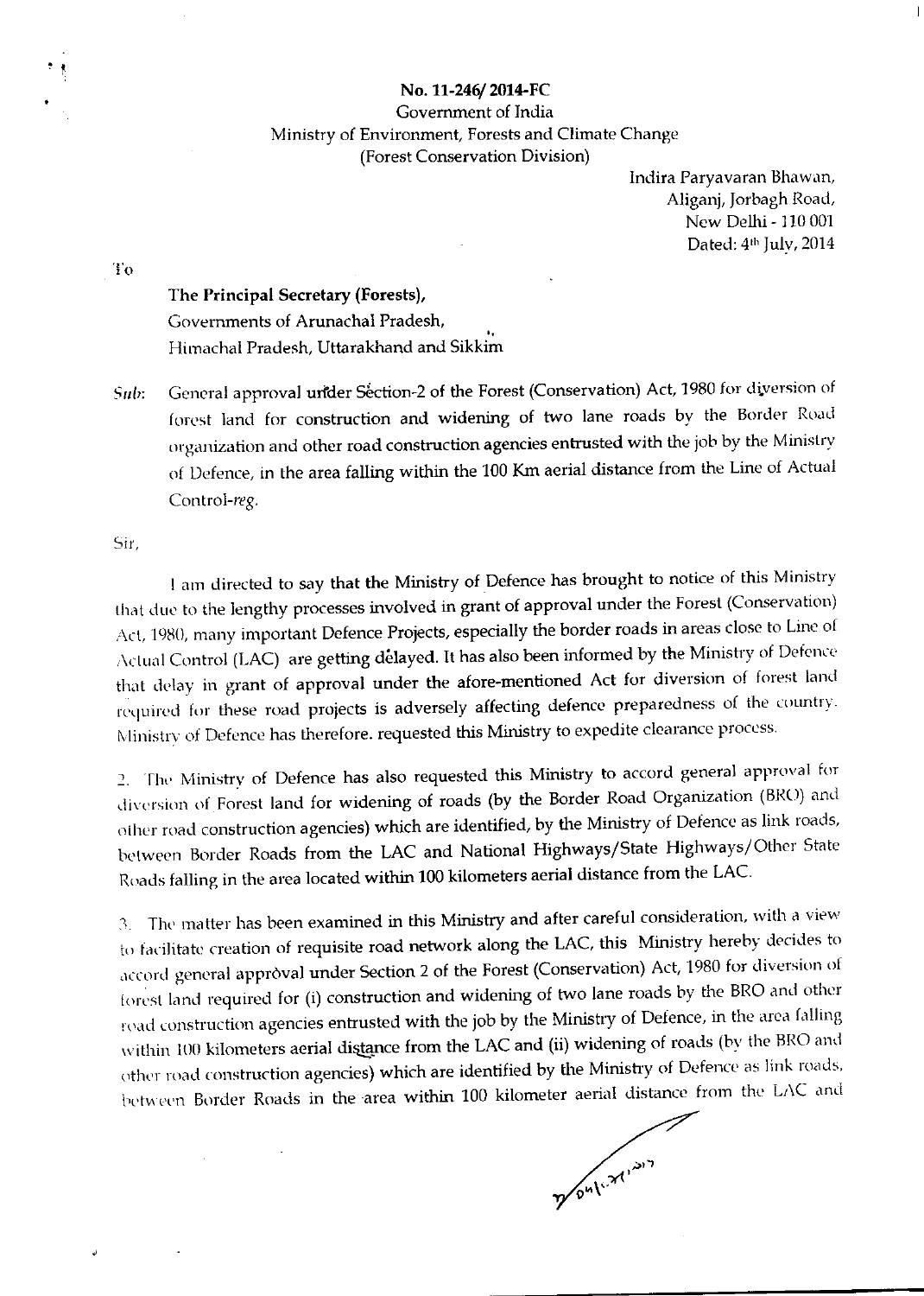**No. 11-246/ 2014-FC**

Government of India

Ministry of Environment, Forests and Climate Change

(Forest Conservation Division)

Indira Paryavaran Bhawan,
Aliganj, Jorbagh Road,
New Delhi - 110 001
Dated: 4th July, 2014

To

**The Principal Secretary (Forests),**
Governments of Arunachal Pradesh,
Himachal Pradesh, Uttarakhand and Sikkim

*Sub:* General approval under Section-2 of the Forest (Conservation) Act, 1980 for diversion of forest land for construction and widening of two lane roads by the Border Road organization and other road construction agencies entrusted with the job by the Ministry of Defence, in the area falling within the 100 Km aerial distance from the Line of Actual Control-*reg.*

Sir,

I am directed to say that the Ministry of Defence has brought to notice of this Ministry that due to the lengthy processes involved in grant of approval under the Forest (Conservation) Act, 1980, many important Defence Projects, especially the border roads in areas close to Line of Actual Control (LAC) are getting delayed. It has also been informed by the Ministry of Defence that delay in grant of approval under the afore-mentioned Act for diversion of forest land required for these road projects is adversely affecting defence preparedness of the country. Ministry of Defence has therefore. requested this Ministry to expedite clearance process.

2. The Ministry of Defence has also requested this Ministry to accord general approval for diversion of Forest land for widening of roads (by the Border Road Organization (BRO) and other road construction agencies) which are identified, by the Ministry of Defence as link roads, between Border Roads from the LAC and National Highways/State Highways/Other State Roads falling in the area located within 100 kilometers aerial distance from the LAC.

3. The matter has been examined in this Ministry and after careful consideration, with a view to facilitate creation of requisite road network along the LAC, this Ministry hereby decides to accord general approval under Section 2 of the Forest (Conservation) Act, 1980 for diversion of forest land required for (i) construction and widening of two lane roads by the BRO and other road construction agencies entrusted with the job by the Ministry of Defence, in the area falling within 100 kilometers aerial distance from the LAC and (ii) widening of roads (by the BRO and other road construction agencies) which are identified by the Ministry of Defence as link roads, between Border Roads in the area within 100 kilometer aerial distance from the LAC and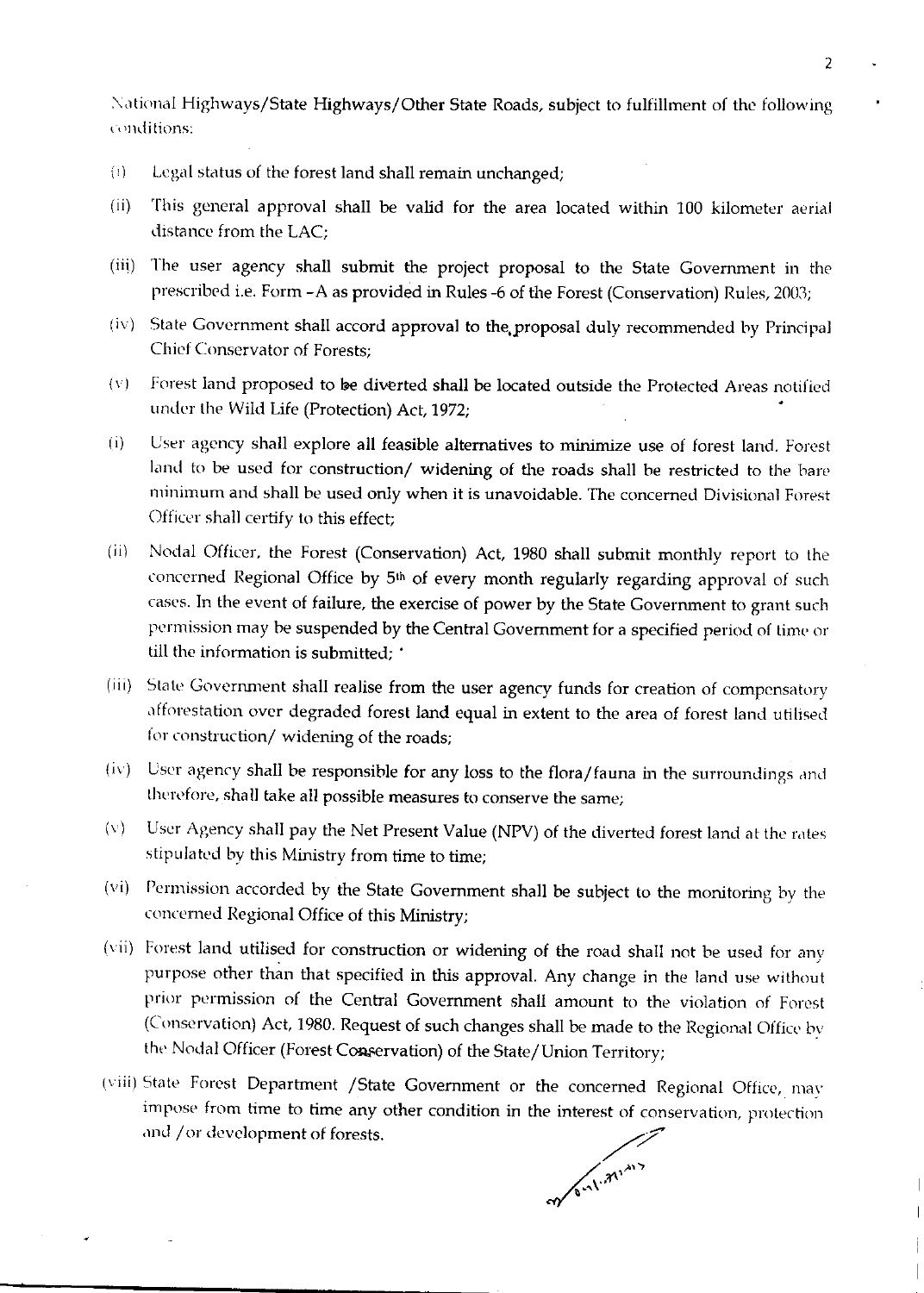National Highways/State Highways/Other State Roads, subject to fulfillment of the following conditions:

(i) Legal status of the forest land shall remain unchanged;

(ii) This general approval shall be valid for the area located within 100 kilometer aerial distance from the LAC;

(iii) The user agency shall submit the project proposal to the State Government in the prescribed i.e. Form -A as provided in Rules -6 of the Forest (Conservation) Rules, 2003;

(iv) State Government shall accord approval to the proposal duly recommended by Principal Chief Conservator of Forests;

(v) Forest land proposed to be diverted shall be located outside the Protected Areas notified under the Wild Life (Protection) Act, 1972;

(i) User agency shall explore all feasible alternatives to minimize use of forest land. Forest land to be used for construction/ widening of the roads shall be restricted to the bare minimum and shall be used only when it is unavoidable. The concerned Divisional Forest Officer shall certify to this effect;

(ii) Nodal Officer, the Forest (Conservation) Act, 1980 shall submit monthly report to the concerned Regional Office by 5th of every month regularly regarding approval of such cases. In the event of failure, the exercise of power by the State Government to grant such permission may be suspended by the Central Government for a specified period of time or till the information is submitted;

(iii) State Government shall realise from the user agency funds for creation of compensatory afforestation over degraded forest land equal in extent to the area of forest land utilised for construction/ widening of the roads;

(iv) User agency shall be responsible for any loss to the flora/fauna in the surroundings and therefore, shall take all possible measures to conserve the same;

(v) User Agency shall pay the Net Present Value (NPV) of the diverted forest land at the rates stipulated by this Ministry from time to time;

(vi) Permission accorded by the State Government shall be subject to the monitoring by the concerned Regional Office of this Ministry;

(vii) Forest land utilised for construction or widening of the road shall not be used for any purpose other than that specified in this approval. Any change in the land use without prior permission of the Central Government shall amount to the violation of Forest (Conservation) Act, 1980. Request of such changes shall be made to the Regional Office by the Nodal Officer (Forest Conservation) of the State/Union Territory;

(viii) State Forest Department /State Government or the concerned Regional Office, may impose from time to time any other condition in the interest of conservation, protection and /or development of forests.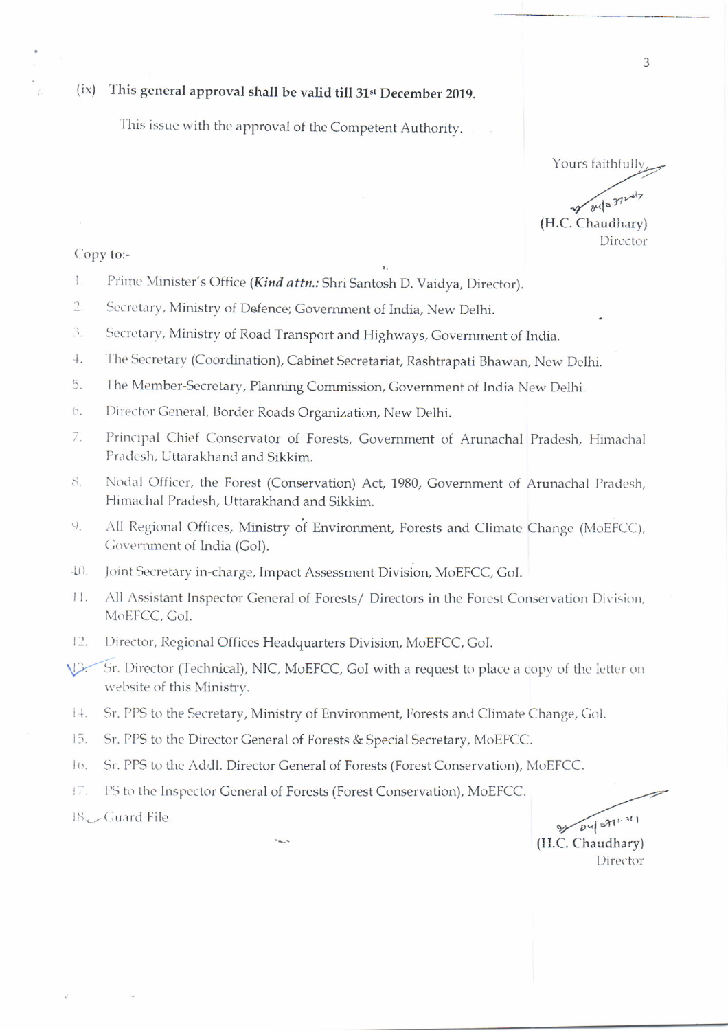(ix) **This general approval shall be valid till 31st December 2019.**

This issue with the approval of the Competent Authority.

Yours faithfully,

(H.C. Chaudhary)
Director

Copy to:-

1. Prime Minister's Office (***Kind attn.:*** Shri Santosh D. Vaidya, Director).
2. Secretary, Ministry of Defence, Government of India, New Delhi.
3. Secretary, Ministry of Road Transport and Highways, Government of India.
4. The Secretary (Coordination), Cabinet Secretariat, Rashtrapati Bhawan, New Delhi.
5. The Member-Secretary, Planning Commission, Government of India New Delhi.
6. Director General, Border Roads Organization, New Delhi.
7. Principal Chief Conservator of Forests, Government of Arunachal Pradesh, Himachal Pradesh, Uttarakhand and Sikkim.
8. Nodal Officer, the Forest (Conservation) Act, 1980, Government of Arunachal Pradesh, Himachal Pradesh, Uttarakhand and Sikkim.
9. All Regional Offices, Ministry of Environment, Forests and Climate Change (MoEFCC), Government of India (GoI).
10. Joint Secretary in-charge, Impact Assessment Division, MoEFCC, GoI.
11. All Assistant Inspector General of Forests/ Directors in the Forest Conservation Division, MoEFCC, GoI.
12. Director, Regional Offices Headquarters Division, MoEFCC, GoI.
13. Sr. Director (Technical), NIC, MoEFCC, GoI with a request to place a copy of the letter on website of this Ministry.
14. Sr. PPS to the Secretary, Ministry of Environment, Forests and Climate Change, GoI.
15. Sr. PPS to the Director General of Forests & Special Secretary, MoEFCC.
16. Sr. PPS to the Addl. Director General of Forests (Forest Conservation), MoEFCC.
17. PS to the Inspector General of Forests (Forest Conservation), MoEFCC.
18. Guard File.

(H.C. Chaudhary)
Director